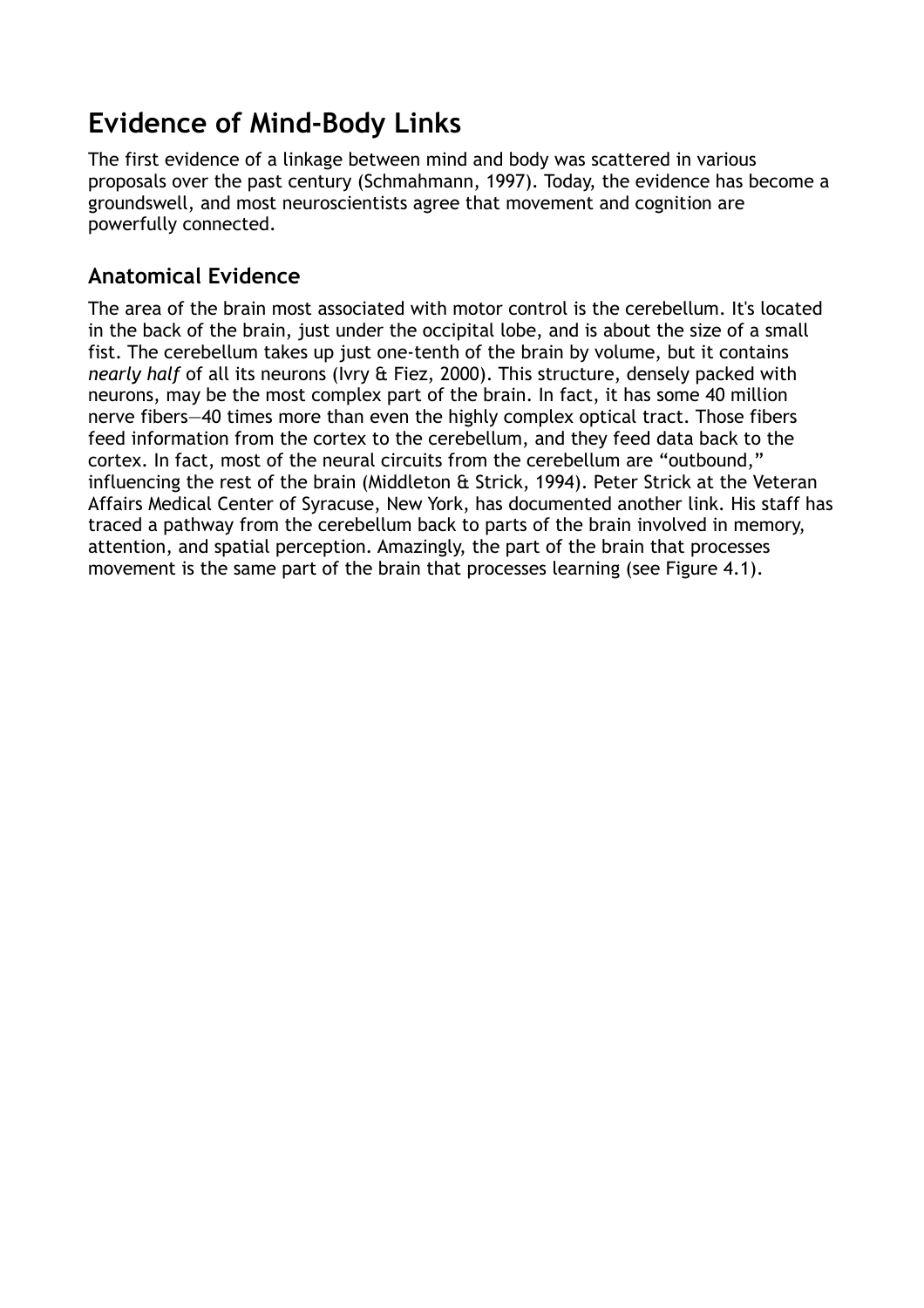# Evidence of Mind-Body Links

The first evidence of a linkage between mind and body was scattered in various proposals over the past century (Schmahmann, 1997). Today, the evidence has become a groundswell, and most neuroscientists agree that movement and cognition are powerfully connected.

## Anatomical Evidence

The area of the brain most associated with motor control is the cerebellum. It's located in the back of the brain, just under the occipital lobe, and is about the size of a small fist. The cerebellum takes up just one-tenth of the brain by volume, but it contains *nearly half* of all its neurons (Ivry & Fiez, 2000). This structure, densely packed with neurons, may be the most complex part of the brain. In fact, it has some 40 million nerve fibers—40 times more than even the highly complex optical tract. Those fibers feed information from the cortex to the cerebellum, and they feed data back to the cortex. In fact, most of the neural circuits from the cerebellum are "outbound," influencing the rest of the brain (Middleton & Strick, 1994). Peter Strick at the Veteran Affairs Medical Center of Syracuse, New York, has documented another link. His staff has traced a pathway from the cerebellum back to parts of the brain involved in memory, attention, and spatial perception. Amazingly, the part of the brain that processes movement is the same part of the brain that processes learning (see Figure 4.1).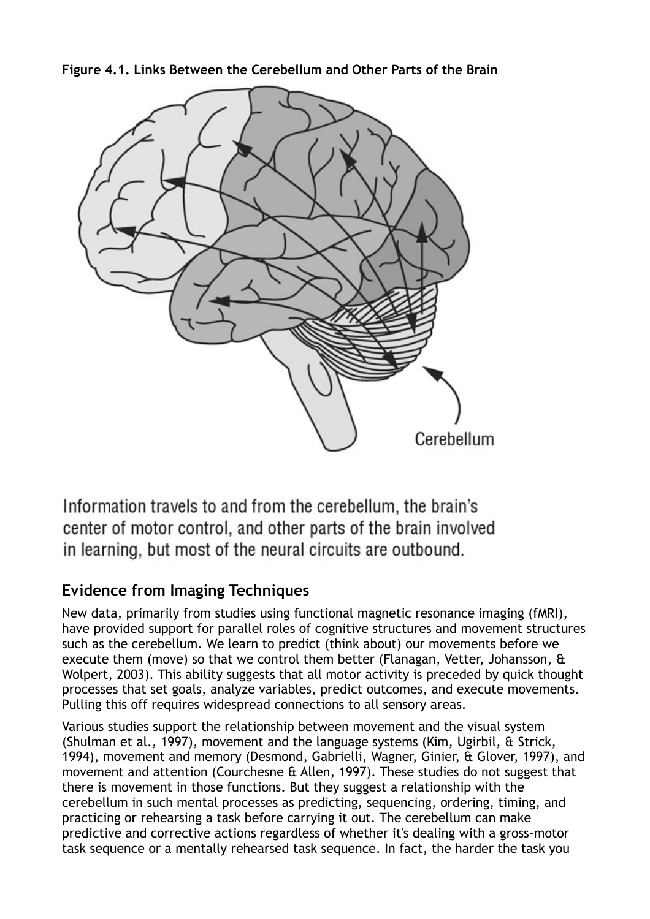**Figure 4.1. Links Between the Cerebellum and Other Parts of the Brain**

Information travels to and from the cerebellum, the brain's center of motor control, and other parts of the brain involved in learning, but most of the neural circuits are outbound.

## Evidence from Imaging Techniques

New data, primarily from studies using functional magnetic resonance imaging (fMRI), have provided support for parallel roles of cognitive structures and movement structures such as the cerebellum. We learn to predict (think about) our movements before we execute them (move) so that we control them better (Flanagan, Vetter, Johansson, & Wolpert, 2003). This ability suggests that all motor activity is preceded by quick thought processes that set goals, analyze variables, predict outcomes, and execute movements. Pulling this off requires widespread connections to all sensory areas.

Various studies support the relationship between movement and the visual system (Shulman et al., 1997), movement and the language systems (Kim, Ugirbil, & Strick, 1994), movement and memory (Desmond, Gabrielli, Wagner, Ginier, & Glover, 1997), and movement and attention (Courchesne & Allen, 1997). These studies do not suggest that there is movement in those functions. But they suggest a relationship with the cerebellum in such mental processes as predicting, sequencing, ordering, timing, and practicing or rehearsing a task before carrying it out. The cerebellum can make predictive and corrective actions regardless of whether it's dealing with a gross-motor task sequence or a mentally rehearsed task sequence. In fact, the harder the task you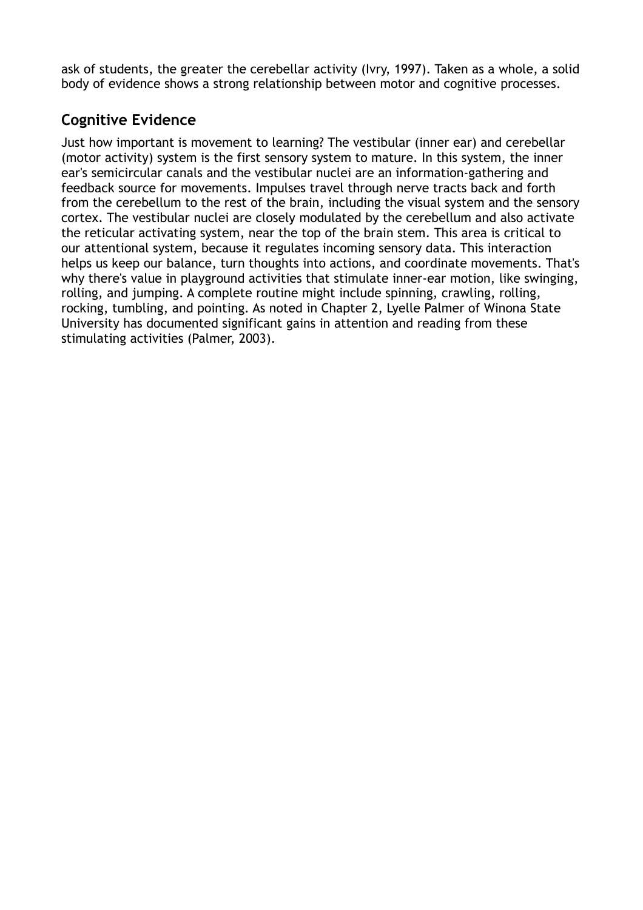ask of students, the greater the cerebellar activity (Ivry, 1997). Taken as a whole, a solid body of evidence shows a strong relationship between motor and cognitive processes.

## Cognitive Evidence

Just how important is movement to learning? The vestibular (inner ear) and cerebellar (motor activity) system is the first sensory system to mature. In this system, the inner ear's semicircular canals and the vestibular nuclei are an information-gathering and feedback source for movements. Impulses travel through nerve tracts back and forth from the cerebellum to the rest of the brain, including the visual system and the sensory cortex. The vestibular nuclei are closely modulated by the cerebellum and also activate the reticular activating system, near the top of the brain stem. This area is critical to our attentional system, because it regulates incoming sensory data. This interaction helps us keep our balance, turn thoughts into actions, and coordinate movements. That's why there's value in playground activities that stimulate inner-ear motion, like swinging, rolling, and jumping. A complete routine might include spinning, crawling, rolling, rocking, tumbling, and pointing. As noted in Chapter 2, Lyelle Palmer of Winona State University has documented significant gains in attention and reading from these stimulating activities (Palmer, 2003).